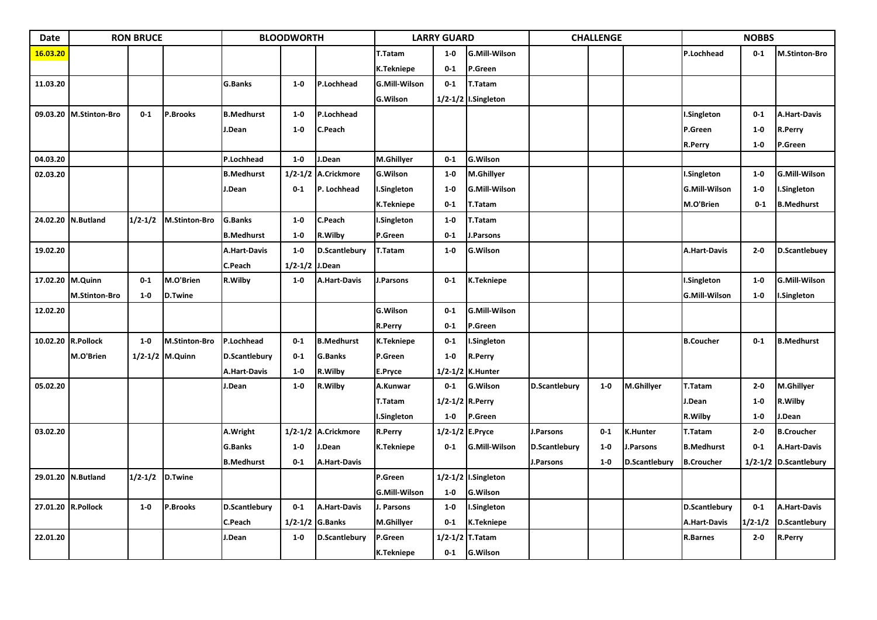| Date | RON BRUCE | | | BLOODWORTH | | | LARRY GUARD | | | CHALLENGE | | | NOBBS | | |
|---|---|---|---|---|---|---|---|---|---|---|---|---|---|---|---|
| 16.03.20 | | | | | | | T.Tatam | 1-0 | G.Mill-Wilson | | | | P.Lochhead | 0-1 | M.Stinton-Bro |
| | | | | | | | K.Tekniepe | 0-1 | P.Green | | | | | | |
| 11.03.20 | | | | G.Banks | 1-0 | P.Lochhead | G.Mill-Wilson | 0-1 | T.Tatam | | | | | | |
| | | | | | | | G.Wilson | 1/2-1/2 | I.Singleton | | | | | | |
| 09.03.20 | M.Stinton-Bro | 0-1 | P.Brooks | B.Medhurst | 1-0 | P.Lochhead | | | | | | | I.Singleton | 0-1 | A.Hart-Davis |
| | | | | J.Dean | 1-0 | C.Peach | | | | | | | P.Green | 1-0 | R.Perry |
| | | | | | | | | | | | | | R.Perry | 1-0 | P.Green |
| 04.03.20 | | | | P.Lochhead | 1-0 | J.Dean | M.Ghillyer | 0-1 | G.Wilson | | | | | | |
| 02.03.20 | | | | B.Medhurst | 1/2-1/2 | A.Crickmore | G.Wilson | 1-0 | M.Ghillyer | | | | I.Singleton | 1-0 | G.Mill-Wilson |
| | | | | J.Dean | 0-1 | P. Lochhead | I.Singleton | 1-0 | G.Mill-Wilson | | | | G.Mill-Wilson | 1-0 | I.Singleton |
| | | | | | | | K.Tekniepe | 0-1 | T.Tatam | | | | M.O'Brien | 0-1 | B.Medhurst |
| 24.02.20 | N.Butland | 1/2-1/2 | M.Stinton-Bro | G.Banks | 1-0 | C.Peach | I.Singleton | 1-0 | T.Tatam | | | | | | |
| | | | | B.Medhurst | 1-0 | R.Wilby | P.Green | 0-1 | J.Parsons | | | | | | |
| 19.02.20 | | | | A.Hart-Davis | 1-0 | D.Scantlebury | T.Tatam | 1-0 | G.Wilson | | | | A.Hart-Davis | 2-0 | D.Scantlebuey |
| | | | | C.Peach | 1/2-1/2 | J.Dean | | | | | | | | | |
| 17.02.20 | M.Quinn | 0-1 | M.O'Brien | R.Wilby | 1-0 | A.Hart-Davis | J.Parsons | 0-1 | K.Tekniepe | | | | I.Singleton | 1-0 | G.Mill-Wilson |
| | M.Stinton-Bro | 1-0 | D.Twine | | | | | | | | | | G.Mill-Wilson | 1-0 | I.Singleton |
| 12.02.20 | | | | | | | G.Wilson | 0-1 | G.Mill-Wilson | | | | | | |
| | | | | | | | R.Perry | 0-1 | P.Green | | | | | | |
| 10.02.20 | R.Pollock | 1-0 | M.Stinton-Bro | P.Lochhead | 0-1 | B.Medhurst | K.Tekniepe | 0-1 | I.Singleton | | | | B.Coucher | 0-1 | B.Medhurst |
| | M.O'Brien | 1/2-1/2 | M.Quinn | D.Scantlebury | 0-1 | G.Banks | P.Green | 1-0 | R.Perry | | | | | | |
| | | | | A.Hart-Davis | 1-0 | R.Wilby | E.Pryce | 1/2-1/2 | K.Hunter | | | | | | |
| 05.02.20 | | | | J.Dean | 1-0 | R.Wilby | A.Kunwar | 0-1 | G.Wilson | D.Scantlebury | 1-0 | M.Ghillyer | T.Tatam | 2-0 | M.Ghillyer |
| | | | | | | | T.Tatam | 1/2-1/2 | R.Perry | | | | J.Dean | 1-0 | R.Wilby |
| | | | | | | | I.Singleton | 1-0 | P.Green | | | | R.Wilby | 1-0 | J.Dean |
| 03.02.20 | | | | A.Wright | 1/2-1/2 | A.Crickmore | R.Perry | 1/2-1/2 | E.Pryce | J.Parsons | 0-1 | K.Hunter | T.Tatam | 2-0 | B.Croucher |
| | | | | G.Banks | 1-0 | J.Dean | K.Tekniepe | 0-1 | G.Mill-Wilson | D.Scantlebury | 1-0 | J.Parsons | B.Medhurst | 0-1 | A.Hart-Davis |
| | | | | B.Medhurst | 0-1 | A.Hart-Davis | | | | J.Parsons | 1-0 | D.Scantlebury | B.Croucher | 1/2-1/2 | D.Scantlebury |
| 29.01.20 | N.Butland | 1/2-1/2 | D.Twine | | | | P.Green | 1/2-1/2 | I.Singleton | | | | | | |
| | | | | | | | G.Mill-Wilson | 1-0 | G.Wilson | | | | | | |
| 27.01.20 | R.Pollock | 1-0 | P.Brooks | D.Scantlebury | 0-1 | A.Hart-Davis | J. Parsons | 1-0 | I.Singleton | | | | D.Scantlebury | 0-1 | A.Hart-Davis |
| | | | | C.Peach | 1/2-1/2 | G.Banks | M.Ghillyer | 0-1 | K.Tekniepe | | | | A.Hart-Davis | 1/2-1/2 | D.Scantlebury |
| 22.01.20 | | | | J.Dean | 1-0 | D.Scantlebury | P.Green | 1/2-1/2 | T.Tatam | | | | R.Barnes | 2-0 | R.Perry |
| | | | | | | | K.Tekniepe | 0-1 | G.Wilson | | | | | | |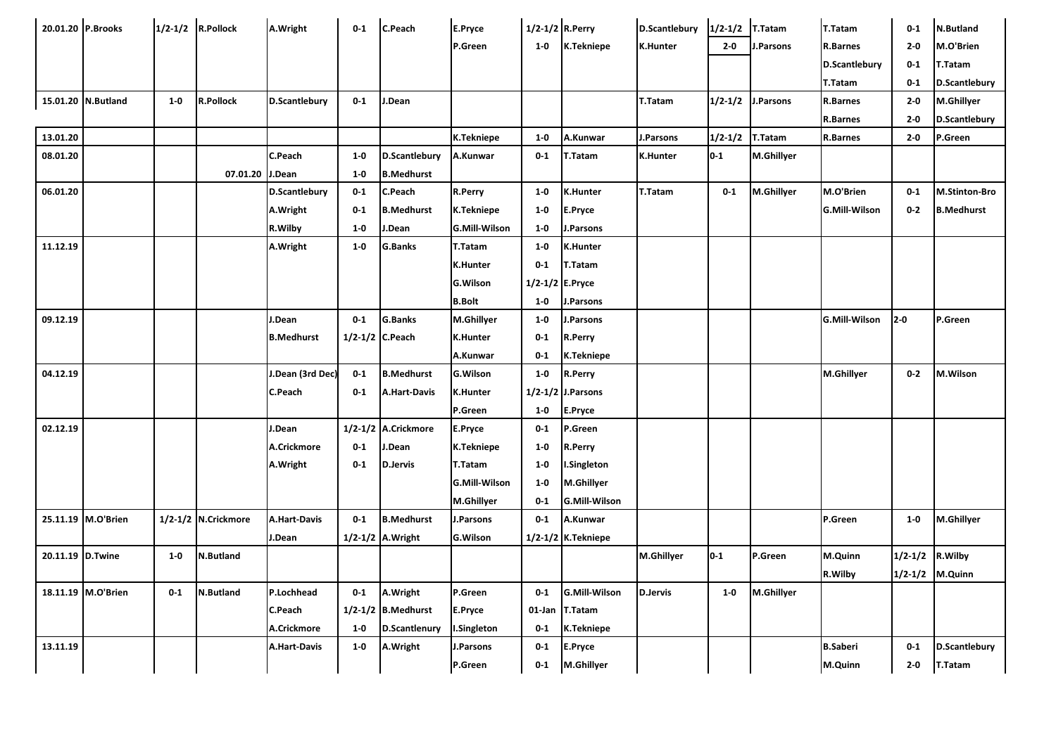| 20.01.20 | P.Brooks | 1/2-1/2 | R.Pollock | A.Wright | 0-1 | C.Peach | E.Pryce | 1/2-1/2 | R.Perry | D.Scantlebury | 1/2-1/2 | T.Tatam | T.Tatam | 0-1 | N.Butland |
|---|---|---|---|---|---|---|---|---|---|---|---|---|---|---|---|
| | | | | | | | P.Green | 1-0 | K.Tekniepe | K.Hunter | 2-0 | J.Parsons | R.Barnes | 2-0 | M.O'Brien |
| | | | | | | | | | | | | | D.Scantlebury | 0-1 | T.Tatam |
| | | | | | | | | | | | | | T.Tatam | 0-1 | D.Scantlebury |
| 15.01.20 | N.Butland | 1-0 | R.Pollock | D.Scantlebury | 0-1 | J.Dean | | | | T.Tatam | 1/2-1/2 | J.Parsons | R.Barnes | 2-0 | M.Ghillyer |
| | | | | | | | | | | | | | R.Barnes | 2-0 | D.Scantlebury |
| 13.01.20 | | | | | | | K.Tekniepe | 1-0 | A.Kunwar | J.Parsons | 1/2-1/2 | T.Tatam | R.Barnes | 2-0 | P.Green |
| 08.01.20 | | | | C.Peach | 1-0 | D.Scantlebury | A.Kunwar | 0-1 | T.Tatam | K.Hunter | 0-1 | M.Ghillyer | | | |
| | | | 07.01.20 | J.Dean | 1-0 | B.Medhurst | | | | | | | | | |
| 06.01.20 | | | | D.Scantlebury | 0-1 | C.Peach | R.Perry | 1-0 | K.Hunter | T.Tatam | 0-1 | M.Ghillyer | M.O'Brien | 0-1 | M.Stinton-Bro |
| | | | | A.Wright | 0-1 | B.Medhurst | K.Tekniepe | 1-0 | E.Pryce | | | | G.Mill-Wilson | 0-2 | B.Medhurst |
| | | | | R.Wilby | 1-0 | J.Dean | G.Mill-Wilson | 1-0 | J.Parsons | | | | | | |
| 11.12.19 | | | | A.Wright | 1-0 | G.Banks | T.Tatam | 1-0 | K.Hunter | | | | | | |
| | | | | | | | K.Hunter | 0-1 | T.Tatam | | | | | | |
| | | | | | | | G.Wilson | 1/2-1/2 | E.Pryce | | | | | | |
| | | | | | | | B.Bolt | 1-0 | J.Parsons | | | | | | |
| 09.12.19 | | | | J.Dean | 0-1 | G.Banks | M.Ghillyer | 1-0 | J.Parsons | | | | G.Mill-Wilson | 2-0 | P.Green |
| | | | | B.Medhurst | 1/2-1/2 | C.Peach | K.Hunter | 0-1 | R.Perry | | | | | | |
| | | | | | | | A.Kunwar | 0-1 | K.Tekniepe | | | | | | |
| 04.12.19 | | | | J.Dean (3rd Dec) | 0-1 | B.Medhurst | G.Wilson | 1-0 | R.Perry | | | | M.Ghillyer | 0-2 | M.Wilson |
| | | | | C.Peach | 0-1 | A.Hart-Davis | K.Hunter | 1/2-1/2 | J.Parsons | | | | | | |
| | | | | | | | P.Green | 1-0 | E.Pryce | | | | | | |
| 02.12.19 | | | | J.Dean | 1/2-1/2 | A.Crickmore | E.Pryce | 0-1 | P.Green | | | | | | |
| | | | | A.Crickmore | 0-1 | J.Dean | K.Tekniepe | 1-0 | R.Perry | | | | | | |
| | | | | A.Wright | 0-1 | D.Jervis | T.Tatam | 1-0 | I.Singleton | | | | | | |
| | | | | | | | G.Mill-Wilson | 1-0 | M.Ghillyer | | | | | | |
| | | | | | | | M.Ghillyer | 0-1 | G.Mill-Wilson | | | | | | |
| 25.11.19 | M.O'Brien | 1/2-1/2 | N.Crickmore | A.Hart-Davis | 0-1 | B.Medhurst | J.Parsons | 0-1 | A.Kunwar | | | | P.Green | 1-0 | M.Ghillyer |
| | | | | J.Dean | 1/2-1/2 | A.Wright | G.Wilson | 1/2-1/2 | K.Tekniepe | | | | | | |
| 20.11.19 | D.Twine | 1-0 | N.Butland | | | | | | | M.Ghillyer | 0-1 | P.Green | M.Quinn | 1/2-1/2 | R.Wilby |
| | | | | | | | | | | | | | R.Wilby | 1/2-1/2 | M.Quinn |
| 18.11.19 | M.O'Brien | 0-1 | N.Butland | P.Lochhead | 0-1 | A.Wright | P.Green | 0-1 | G.Mill-Wilson | D.Jervis | 1-0 | M.Ghillyer | | | |
| | | | | C.Peach | 1/2-1/2 | B.Medhurst | E.Pryce | 01-Jan | T.Tatam | | | | | | |
| | | | | A.Crickmore | 1-0 | D.Scantlenury | I.Singleton | 0-1 | K.Tekniepe | | | | | | |
| 13.11.19 | | | | A.Hart-Davis | 1-0 | A.Wright | J.Parsons | 0-1 | E.Pryce | | | | B.Saberi | 0-1 | D.Scantlebury |
| | | | | | | | P.Green | 0-1 | M.Ghillyer | | | | M.Quinn | 2-0 | T.Tatam |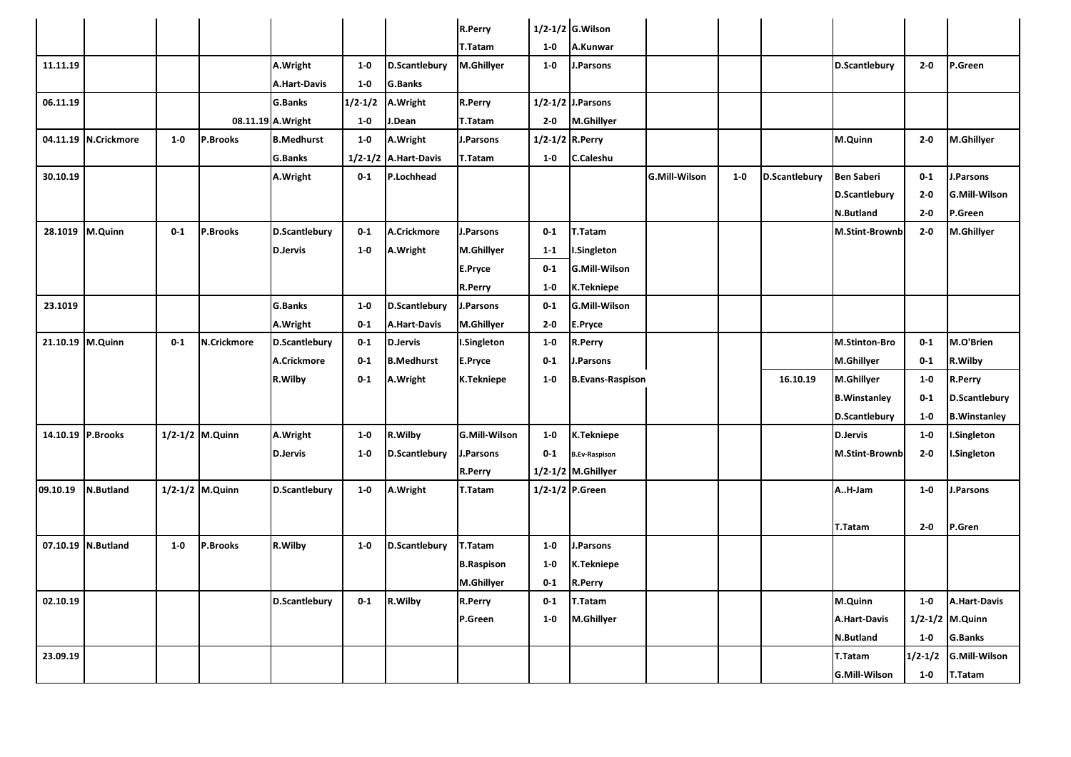| | | | | | | | | | | | | | | | |
|---|---|---|---|---|---|---|---|---|---|---|---|---|---|---|---|
| | | | | | | | R.Perry | 1/2-1/2 | G.Wilson | | | | | | |
| | | | | | | | T.Tatam | 1-0 | A.Kunwar | | | | | | |
| 11.11.19 | | | | A.Wright | 1-0 | D.Scantlebury | M.Ghillyer | 1-0 | J.Parsons | | | | D.Scantlebury | 2-0 | P.Green |
| | | | | A.Hart-Davis | 1-0 | G.Banks | | | | | | | | | |
| 06.11.19 | | | | G.Banks | 1/2-1/2 | A.Wright | R.Perry | 1/2-1/2 | J.Parsons | | | | | | |
| | | | 08.11.19 | A.Wright | 1-0 | J.Dean | T.Tatam | 2-0 | M.Ghillyer | | | | | | |
| 04.11.19 | N.Crickmore | 1-0 | P.Brooks | B.Medhurst | 1-0 | A.Wright | J.Parsons | 1/2-1/2 | R.Perry | | | | M.Quinn | 2-0 | M.Ghillyer |
| | | | | G.Banks | 1/2-1/2 | A.Hart-Davis | T.Tatam | 1-0 | C.Caleshu | | | | | | |
| 30.10.19 | | | | A.Wright | 0-1 | P.Lochhead | | | | G.Mill-Wilson | 1-0 | D.Scantlebury | Ben Saberi | 0-1 | J.Parsons |
| | | | | | | | | | | | | | D.Scantlebury | 2-0 | G.Mill-Wilson |
| | | | | | | | | | | | | | N.Butland | 2-0 | P.Green |
| 28.1019 | M.Quinn | 0-1 | P.Brooks | D.Scantlebury | 0-1 | A.Crickmore | J.Parsons | 0-1 | T.Tatam | | | | M.Stint-Brownb | 2-0 | M.Ghillyer |
| | | | | D.Jervis | 1-0 | A.Wright | M.Ghillyer | 1-1 | I.Singleton | | | | | | |
| | | | | | | | E.Pryce | 0-1 | G.Mill-Wilson | | | | | | |
| | | | | | | | R.Perry | 1-0 | K.Tekniepe | | | | | | |
| 23.1019 | | | | G.Banks | 1-0 | D.Scantlebury | J.Parsons | 0-1 | G.Mill-Wilson | | | | | | |
| | | | | A.Wright | 0-1 | A.Hart-Davis | M.Ghillyer | 2-0 | E.Pryce | | | | | | |
| 21.10.19 | M.Quinn | 0-1 | N.Crickmore | D.Scantlebury | 0-1 | D.Jervis | I.Singleton | 1-0 | R.Perry | | | | M.Stinton-Bro | 0-1 | M.O'Brien |
| | | | | A.Crickmore | 0-1 | B.Medhurst | E.Pryce | 0-1 | J.Parsons | | | | M.Ghillyer | 0-1 | R.Wilby |
| | | | | R.Wilby | 0-1 | A.Wright | K.Tekniepe | 1-0 | B.Evans-Raspison | | | 16.10.19 | M.Ghillyer | 1-0 | R.Perry |
| | | | | | | | | | | | | | B.Winstanley | 0-1 | D.Scantlebury |
| | | | | | | | | | | | | | D.Scantlebury | 1-0 | B.Winstanley |
| 14.10.19 | P.Brooks | 1/2-1/2 | M.Quinn | A.Wright | 1-0 | R.Wilby | G.Mill-Wilson | 1-0 | K.Tekniepe | | | | D.Jervis | 1-0 | I.Singleton |
| | | | | D.Jervis | 1-0 | D.Scantlebury | J.Parsons | 0-1 | B.Ev-Raspison | | | | M.Stint-Brownb | 2-0 | I.Singleton |
| | | | | | | | R.Perry | 1/2-1/2 | M.Ghillyer | | | | | | |
| 09.10.19 | N.Butland | 1/2-1/2 | M.Quinn | D.Scantlebury | 1-0 | A.Wright | T.Tatam | 1/2-1/2 | P.Green | | | | A..H-Jam | 1-0 | J.Parsons |
| | | | | | | | | | | | | | T.Tatam | 2-0 | P.Gren |
| 07.10.19 | N.Butland | 1-0 | P.Brooks | R.Wilby | 1-0 | D.Scantlebury | T.Tatam | 1-0 | J.Parsons | | | | | | |
| | | | | | | | B.Raspison | 1-0 | K.Tekniepe | | | | | | |
| | | | | | | | M.Ghillyer | 0-1 | R.Perry | | | | | | |
| 02.10.19 | | | | D.Scantlebury | 0-1 | R.Wilby | R.Perry | 0-1 | T.Tatam | | | | M.Quinn | 1-0 | A.Hart-Davis |
| | | | | | | | P.Green | 1-0 | M.Ghillyer | | | | A.Hart-Davis | 1/2-1/2 | M.Quinn |
| | | | | | | | | | | | | | N.Butland | 1-0 | G.Banks |
| 23.09.19 | | | | | | | | | | | | | T.Tatam | 1/2-1/2 | G.Mill-Wilson |
| | | | | | | | | | | | | | G.Mill-Wilson | 1-0 | T.Tatam |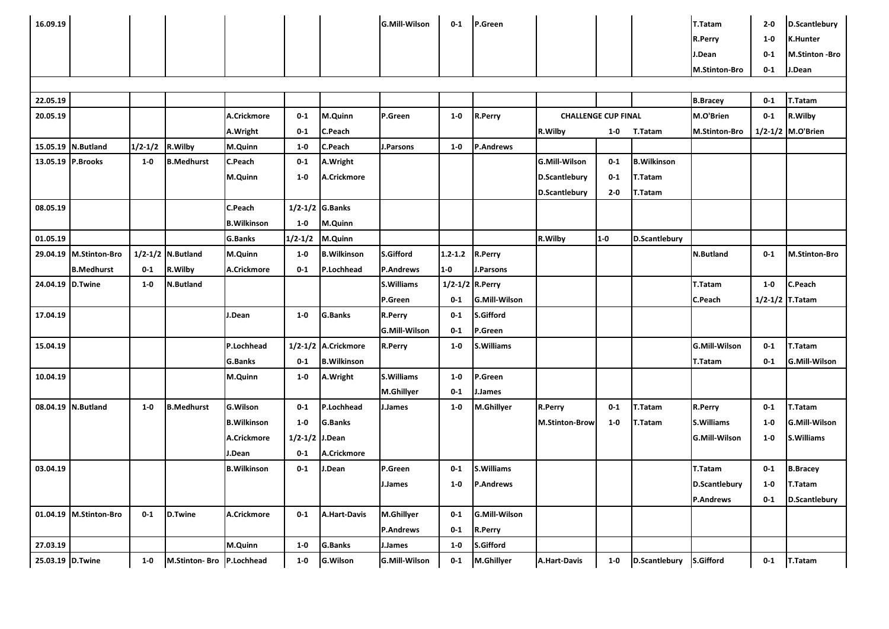| | | | | | | | | | | | | | | | |
|---|---|---|---|---|---|---|---|---|---|---|---|---|---|---|---|
| **16.09.19** | | | | | | | **G.Mill-Wilson** | **0-1** | **P.Green** | | | | **T.Tatam** | **2-0** | **D.Scantlebury** |
| | | | | | | | | | | | | | **R.Perry** | **1-0** | **K.Hunter** |
| | | | | | | | | | | | | | **J.Dean** | **0-1** | **M.Stinton -Bro** |
| | | | | | | | | | | | | | **M.Stinton-Bro** | **0-1** | **J.Dean** |
| | | | | | | | | | | | | | | | |
| **22.05.19** | | | | | | | | | | | | | **B.Bracey** | **0-1** | **T.Tatam** |
| **20.05.19** | | | | **A.Crickmore** | **0-1** | **M.Quinn** | **P.Green** | **1-0** | **R.Perry** | **CHALLENGE CUP FINAL** | | | **M.O'Brien** | **0-1** | **R.Wilby** |
| | | | | **A.Wright** | **0-1** | **C.Peach** | | | | **R.Wilby** | **1-0** | **T.Tatam** | **M.Stinton-Bro** | **1/2-1/2** | **M.O'Brien** |
| **15.05.19** | **N.Butland** | **1/2-1/2** | **R.Wilby** | **M.Quinn** | **1-0** | **C.Peach** | **J.Parsons** | **1-0** | **P.Andrews** | | | | | | |
| **13.05.19** | **P.Brooks** | **1-0** | **B.Medhurst** | **C.Peach** | **0-1** | **A.Wright** | | | | **G.Mill-Wilson** | **0-1** | **B.Wilkinson** | | | |
| | | | | **M.Quinn** | **1-0** | **A.Crickmore** | | | | **D.Scantlebury** | **0-1** | **T.Tatam** | | | |
| | | | | | | | | | | **D.Scantlebury** | **2-0** | **T.Tatam** | | | |
| **08.05.19** | | | | **C.Peach** | **1/2-1/2** | **G.Banks** | | | | | | | | | |
| | | | | **B.Wilkinson** | **1-0** | **M.Quinn** | | | | | | | | | |
| **01.05.19** | | | | **G.Banks** | **1/2-1/2** | **M.Quinn** | | | | **R.Wilby** | **1-0** | **D.Scantlebury** | | | |
| **29.04.19** | **M.Stinton-Bro** | **1/2-1/2** | **N.Butland** | **M.Quinn** | **1-0** | **B.Wilkinson** | **S.Gifford** | **1.2-1.2** | **R.Perry** | | | | **N.Butland** | **0-1** | **M.Stinton-Bro** |
| | **B.Medhurst** | **0-1** | **R.Wilby** | **A.Crickmore** | **0-1** | **P.Lochhead** | **P.Andrews** | **1-0** | **J.Parsons** | | | | | | |
| **24.04.19** | **D.Twine** | **1-0** | **N.Butland** | | | | **S.Williams** | **1/2-1/2** | **R.Perry** | | | | **T.Tatam** | **1-0** | **C.Peach** |
| | | | | | | | **P.Green** | **0-1** | **G.Mill-Wilson** | | | | **C.Peach** | **1/2-1/2** | **T.Tatam** |
| **17.04.19** | | | | **J.Dean** | **1-0** | **G.Banks** | **R.Perry** | **0-1** | **S.Gifford** | | | | | | |
| | | | | | | | **G.Mill-Wilson** | **0-1** | **P.Green** | | | | | | |
| **15.04.19** | | | | **P.Lochhead** | **1/2-1/2** | **A.Crickmore** | **R.Perry** | **1-0** | **S.Williams** | | | | **G.Mill-Wilson** | **0-1** | **T.Tatam** |
| | | | | **G.Banks** | **0-1** | **B.Wilkinson** | | | | | | | **T.Tatam** | **0-1** | **G.Mill-Wilson** |
| **10.04.19** | | | | **M.Quinn** | **1-0** | **A.Wright** | **S.Williams** | **1-0** | **P.Green** | | | | | | |
| | | | | | | | **M.Ghillyer** | **0-1** | **J.James** | | | | | | |
| **08.04.19** | **N.Butland** | **1-0** | **B.Medhurst** | **G.Wilson** | **0-1** | **P.Lochhead** | **J.James** | **1-0** | **M.Ghillyer** | **R.Perry** | **0-1** | **T.Tatam** | **R.Perry** | **0-1** | **T.Tatam** |
| | | | | **B.Wilkinson** | **1-0** | **G.Banks** | | | | **M.Stinton-Brow** | **1-0** | **T.Tatam** | **S.Williams** | **1-0** | **G.Mill-Wilson** |
| | | | | **A.Crickmore** | **1/2-1/2** | **J.Dean** | | | | | | | **G.Mill-Wilson** | **1-0** | **S.Williams** |
| | | | | **J.Dean** | **0-1** | **A.Crickmore** | | | | | | | | | |
| **03.04.19** | | | | **B.Wilkinson** | **0-1** | **J.Dean** | **P.Green** | **0-1** | **S.Williams** | | | | **T.Tatam** | **0-1** | **B.Bracey** |
| | | | | | | | **J.James** | **1-0** | **P.Andrews** | | | | **D.Scantlebury** | **1-0** | **T.Tatam** |
| | | | | | | | | | | | | | **P.Andrews** | **0-1** | **D.Scantlebury** |
| **01.04.19** | **M.Stinton-Bro** | **0-1** | **D.Twine** | **A.Crickmore** | **0-1** | **A.Hart-Davis** | **M.Ghillyer** | **0-1** | **G.Mill-Wilson** | | | | | | |
| | | | | | | | **P.Andrews** | **0-1** | **R.Perry** | | | | | | |
| **27.03.19** | | | | **M.Quinn** | **1-0** | **G.Banks** | **J.James** | **1-0** | **S.Gifford** | | | | | | |
| **25.03.19** | **D.Twine** | **1-0** | **M.Stinton- Bro** | **P.Lochhead** | **1-0** | **G.Wilson** | **G.Mill-Wilson** | **0-1** | **M.Ghillyer** | **A.Hart-Davis** | **1-0** | **D.Scantlebury** | **S.Gifford** | **0-1** | **T.Tatam** |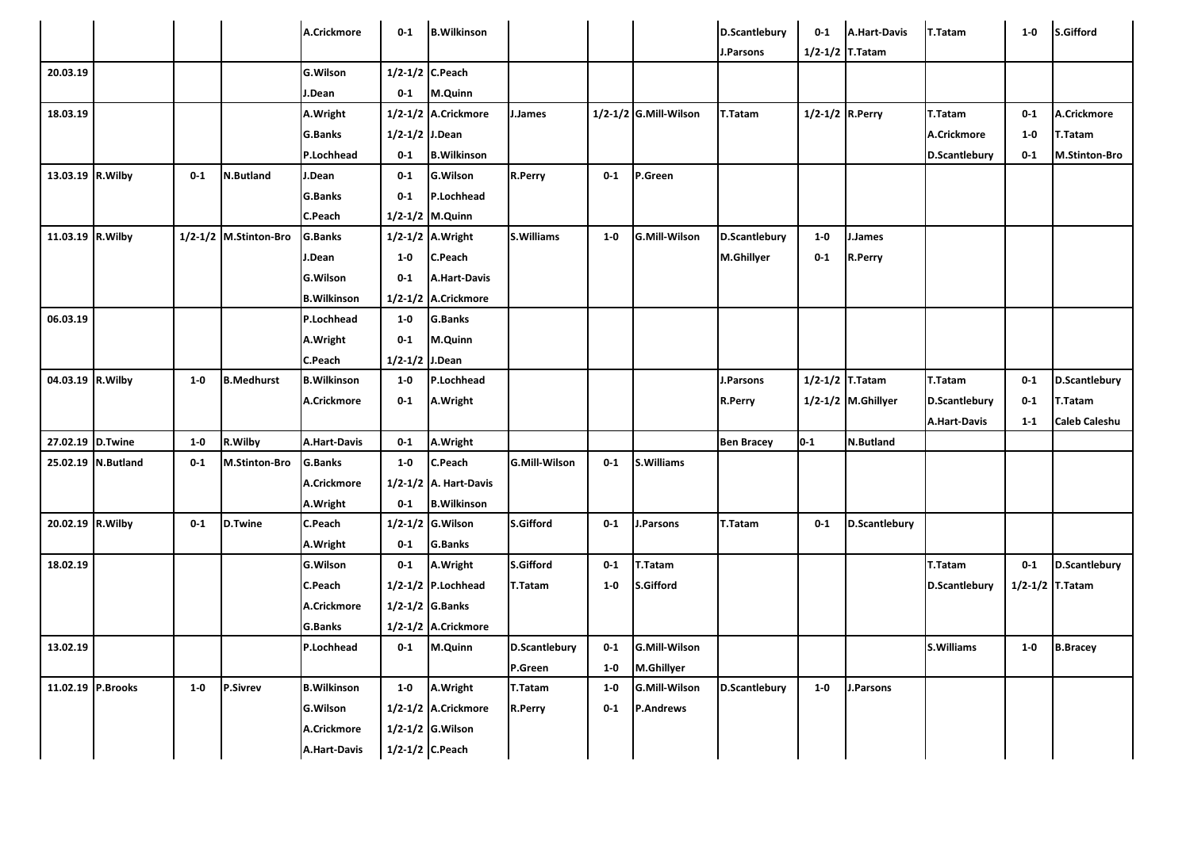| | | | | | | | | | | | | | | | |
|---|---|---|---|---|---|---|---|---|---|---|---|---|---|---|---|
| | | | | A.Crickmore | 0-1 | B.Wilkinson | | | | D.Scantlebury | 0-1 | A.Hart-Davis | T.Tatam | 1-0 | S.Gifford |
| | | | | | | | | | | J.Parsons | 1/2-1/2 | T.Tatam | | | |
| 20.03.19 | | | | G.Wilson | 1/2-1/2 | C.Peach | | | | | | | | | |
| | | | | J.Dean | 0-1 | M.Quinn | | | | | | | | | |
| 18.03.19 | | | | A.Wright | 1/2-1/2 | A.Crickmore | J.James | 1/2-1/2 | G.Mill-Wilson | T.Tatam | 1/2-1/2 | R.Perry | T.Tatam | 0-1 | A.Crickmore |
| | | | | G.Banks | 1/2-1/2 | J.Dean | | | | | | | A.Crickmore | 1-0 | T.Tatam |
| | | | | P.Lochhead | 0-1 | B.Wilkinson | | | | | | | D.Scantlebury | 0-1 | M.Stinton-Bro |
| 13.03.19 | R.Wilby | 0-1 | N.Butland | J.Dean | 0-1 | G.Wilson | R.Perry | 0-1 | P.Green | | | | | | |
| | | | | G.Banks | 0-1 | P.Lochhead | | | | | | | | | |
| | | | | C.Peach | 1/2-1/2 | M.Quinn | | | | | | | | | |
| 11.03.19 | R.Wilby | 1/2-1/2 | M.Stinton-Bro | G.Banks | 1/2-1/2 | A.Wright | S.Williams | 1-0 | G.Mill-Wilson | D.Scantlebury | 1-0 | J.James | | | |
| | | | | J.Dean | 1-0 | C.Peach | | | | M.Ghillyer | 0-1 | R.Perry | | | |
| | | | | G.Wilson | 0-1 | A.Hart-Davis | | | | | | | | | |
| | | | | B.Wilkinson | 1/2-1/2 | A.Crickmore | | | | | | | | | |
| 06.03.19 | | | | P.Lochhead | 1-0 | G.Banks | | | | | | | | | |
| | | | | A.Wright | 0-1 | M.Quinn | | | | | | | | | |
| | | | | C.Peach | 1/2-1/2 | J.Dean | | | | | | | | | |
| 04.03.19 | R.Wilby | 1-0 | B.Medhurst | B.Wilkinson | 1-0 | P.Lochhead | | | | J.Parsons | 1/2-1/2 | T.Tatam | T.Tatam | 0-1 | D.Scantlebury |
| | | | | A.Crickmore | 0-1 | A.Wright | | | | R.Perry | 1/2-1/2 | M.Ghillyer | D.Scantlebury | 0-1 | T.Tatam |
| | | | | | | | | | | | | | A.Hart-Davis | 1-1 | Caleb Caleshu |
| 27.02.19 | D.Twine | 1-0 | R.Wilby | A.Hart-Davis | 0-1 | A.Wright | | | | Ben Bracey | 0-1 | N.Butland | | | |
| 25.02.19 | N.Butland | 0-1 | M.Stinton-Bro | G.Banks | 1-0 | C.Peach | G.Mill-Wilson | 0-1 | S.Williams | | | | | | |
| | | | | A.Crickmore | 1/2-1/2 | A. Hart-Davis | | | | | | | | | |
| | | | | A.Wright | 0-1 | B.Wilkinson | | | | | | | | | |
| 20.02.19 | R.Wilby | 0-1 | D.Twine | C.Peach | 1/2-1/2 | G.Wilson | S.Gifford | 0-1 | J.Parsons | T.Tatam | 0-1 | D.Scantlebury | | | |
| | | | | A.Wright | 0-1 | G.Banks | | | | | | | | | |
| 18.02.19 | | | | G.Wilson | 0-1 | A.Wright | S.Gifford | 0-1 | T.Tatam | | | | T.Tatam | 0-1 | D.Scantlebury |
| | | | | C.Peach | 1/2-1/2 | P.Lochhead | T.Tatam | 1-0 | S.Gifford | | | | D.Scantlebury | 1/2-1/2 | T.Tatam |
| | | | | A.Crickmore | 1/2-1/2 | G.Banks | | | | | | | | | |
| | | | | G.Banks | 1/2-1/2 | A.Crickmore | | | | | | | | | |
| 13.02.19 | | | | P.Lochhead | 0-1 | M.Quinn | D.Scantlebury | 0-1 | G.Mill-Wilson | | | | S.Williams | 1-0 | B.Bracey |
| | | | | | | | P.Green | 1-0 | M.Ghillyer | | | | | | |
| 11.02.19 | P.Brooks | 1-0 | P.Sivrev | B.Wilkinson | 1-0 | A.Wright | T.Tatam | 1-0 | G.Mill-Wilson | D.Scantlebury | 1-0 | J.Parsons | | | |
| | | | | G.Wilson | 1/2-1/2 | A.Crickmore | R.Perry | 0-1 | P.Andrews | | | | | | |
| | | | | A.Crickmore | 1/2-1/2 | G.Wilson | | | | | | | | | |
| | | | | A.Hart-Davis | 1/2-1/2 | C.Peach | | | | | | | | | |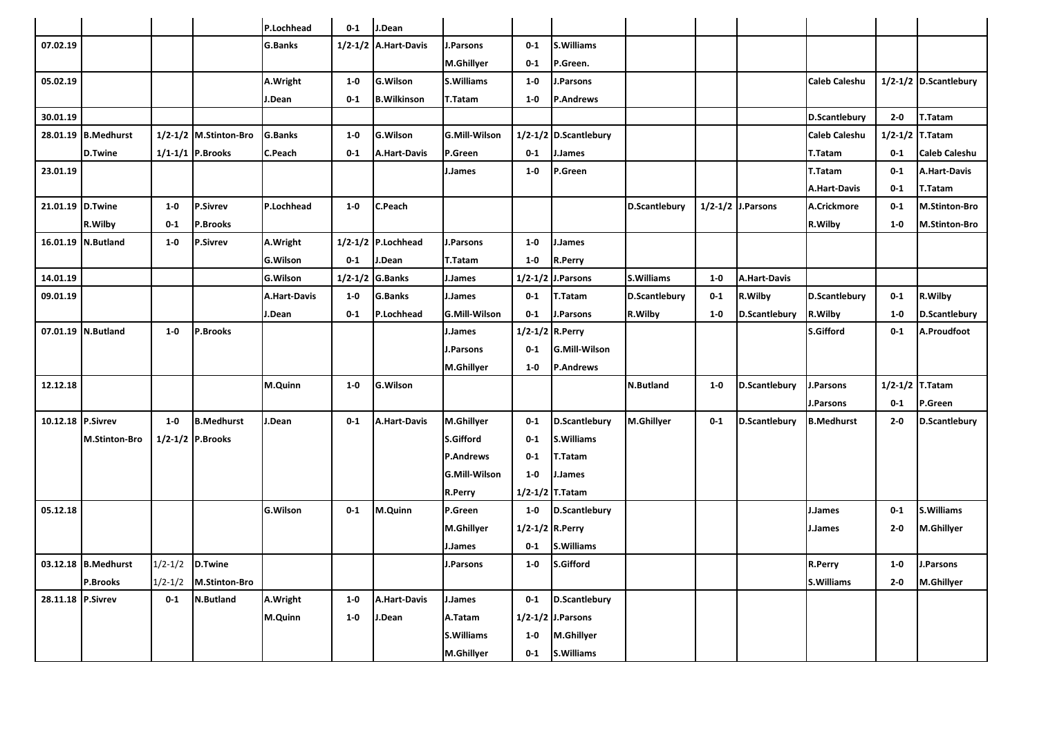| | | | | P.Lochhead | 0-1 | J.Dean | | | | | | | | | |
|---|---|---|---|---|---|---|---|---|---|---|---|---|---|---|---|
| 07.02.19 | | | | G.Banks | 1/2-1/2 | A.Hart-Davis | J.Parsons | 0-1 | S.Williams | | | | | | |
| | | | | | | | M.Ghillyer | 0-1 | P.Green. | | | | | | |
| 05.02.19 | | | | A.Wright | 1-0 | G.Wilson | S.Williams | 1-0 | J.Parsons | | | | Caleb Caleshu | 1/2-1/2 | D.Scantlebury |
| | | | | J.Dean | 0-1 | B.Wilkinson | T.Tatam | 1-0 | P.Andrews | | | | | | |
| 30.01.19 | | | | | | | | | | | | | D.Scantlebury | 2-0 | T.Tatam |
| 28.01.19 | B.Medhurst | 1/2-1/2 | M.Stinton-Bro | G.Banks | 1-0 | G.Wilson | G.Mill-Wilson | 1/2-1/2 | D.Scantlebury | | | | Caleb Caleshu | 1/2-1/2 | T.Tatam |
| | D.Twine | 1/1-1/1 | P.Brooks | C.Peach | 0-1 | A.Hart-Davis | P.Green | 0-1 | J.James | | | | T.Tatam | 0-1 | Caleb Caleshu |
| 23.01.19 | | | | | | | J.James | 1-0 | P.Green | | | | T.Tatam | 0-1 | A.Hart-Davis |
| | | | | | | | | | | | | | A.Hart-Davis | 0-1 | T.Tatam |
| 21.01.19 | D.Twine | 1-0 | P.Sivrev | P.Lochhead | 1-0 | C.Peach | | | | D.Scantlebury | 1/2-1/2 | J.Parsons | A.Crickmore | 0-1 | M.Stinton-Bro |
| | R.Wilby | 0-1 | P.Brooks | | | | | | | | | | R.Wilby | 1-0 | M.Stinton-Bro |
| 16.01.19 | N.Butland | 1-0 | P.Sivrev | A.Wright | 1/2-1/2 | P.Lochhead | J.Parsons | 1-0 | J.James | | | | | | |
| | | | | G.Wilson | 0-1 | J.Dean | T.Tatam | 1-0 | R.Perry | | | | | | |
| 14.01.19 | | | | G.Wilson | 1/2-1/2 | G.Banks | J.James | 1/2-1/2 | J.Parsons | S.Williams | 1-0 | A.Hart-Davis | | | |
| 09.01.19 | | | | A.Hart-Davis | 1-0 | G.Banks | J.James | 0-1 | T.Tatam | D.Scantlebury | 0-1 | R.Wilby | D.Scantlebury | 0-1 | R.Wilby |
| | | | | J.Dean | 0-1 | P.Lochhead | G.Mill-Wilson | 0-1 | J.Parsons | R.Wilby | 1-0 | D.Scantlebury | R.Wilby | 1-0 | D.Scantlebury |
| 07.01.19 | N.Butland | 1-0 | P.Brooks | | | | J.James | 1/2-1/2 | R.Perry | | | | S.Gifford | 0-1 | A.Proudfoot |
| | | | | | | | J.Parsons | 0-1 | G.Mill-Wilson | | | | | | |
| | | | | | | | M.Ghillyer | 1-0 | P.Andrews | | | | | | |
| 12.12.18 | | | | M.Quinn | 1-0 | G.Wilson | | | | N.Butland | 1-0 | D.Scantlebury | J.Parsons | 1/2-1/2 | T.Tatam |
| | | | | | | | | | | | | | J.Parsons | 0-1 | P.Green |
| 10.12.18 | P.Sivrev | 1-0 | B.Medhurst | J.Dean | 0-1 | A.Hart-Davis | M.Ghillyer | 0-1 | D.Scantlebury | M.Ghillyer | 0-1 | D.Scantlebury | B.Medhurst | 2-0 | D.Scantlebury |
| | M.Stinton-Bro | 1/2-1/2 | P.Brooks | | | | S.Gifford | 0-1 | S.Williams | | | | | | |
| | | | | | | | P.Andrews | 0-1 | T.Tatam | | | | | | |
| | | | | | | | G.Mill-Wilson | 1-0 | J.James | | | | | | |
| | | | | | | | R.Perry | 1/2-1/2 | T.Tatam | | | | | | |
| 05.12.18 | | | | G.Wilson | 0-1 | M.Quinn | P.Green | 1-0 | D.Scantlebury | | | | J.James | 0-1 | S.Williams |
| | | | | | | | M.Ghillyer | 1/2-1/2 | R.Perry | | | | J.James | 2-0 | M.Ghillyer |
| | | | | | | | J.James | 0-1 | S.Williams | | | | | | |
| 03.12.18 | B.Medhurst | 1/2-1/2 | D.Twine | | | | J.Parsons | 1-0 | S.Gifford | | | | R.Perry | 1-0 | J.Parsons |
| | P.Brooks | 1/2-1/2 | M.Stinton-Bro | | | | | | | | | | S.Williams | 2-0 | M.Ghillyer |
| 28.11.18 | P.Sivrev | 0-1 | N.Butland | A.Wright | 1-0 | A.Hart-Davis | J.James | 0-1 | D.Scantlebury | | | | | | |
| | | | | M.Quinn | 1-0 | J.Dean | A.Tatam | 1/2-1/2 | J.Parsons | | | | | | |
| | | | | | | | S.Williams | 1-0 | M.Ghillyer | | | | | | |
| | | | | | | | M.Ghillyer | 0-1 | S.Williams | | | | | | |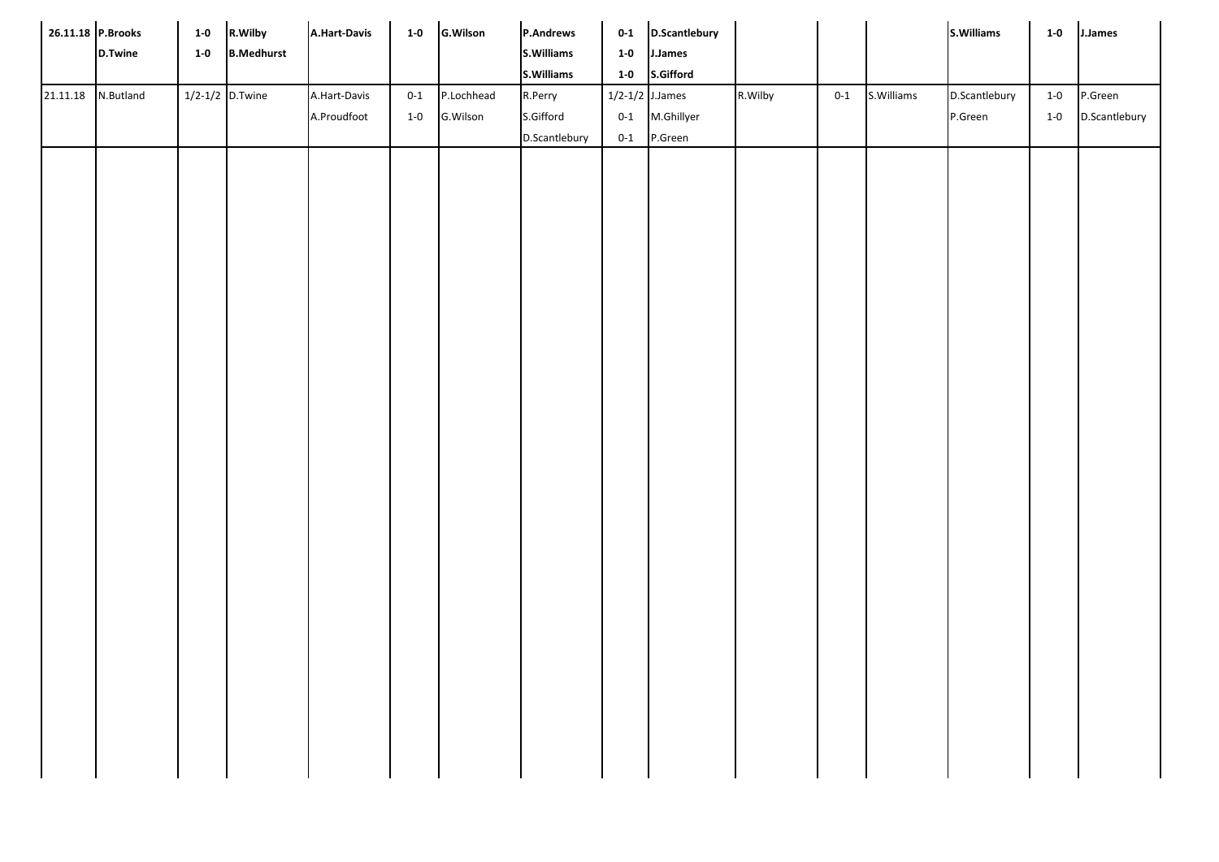| **26.11.18** | **P.Brooks** | **1-0** | **R.Wilby** | **A.Hart-Davis** | **1-0** | **G.Wilson** | **P.Andrews** | **0-1** | **D.Scantlebury** | | | | **S.Williams** | **1-0** | **J.James** |
|---|---|---|---|---|---|---|---|---|---|---|---|---|---|---|---|
| | **D.Twine** | **1-0** | **B.Medhurst** | | | | **S.Williams** | **1-0** | **J.James** | | | | | | |
| | | | | | | | **S.Williams** | **1-0** | **S.Gifford** | | | | | | |
| 21.11.18 | N.Butland | 1/2-1/2 | D.Twine | A.Hart-Davis | 0-1 | P.Lochhead | R.Perry | 1/2-1/2 | J.James | R.Wilby | 0-1 | S.Williams | D.Scantlebury | 1-0 | P.Green |
| | | | | A.Proudfoot | 1-0 | G.Wilson | S.Gifford | 0-1 | M.Ghillyer | | | | P.Green | 1-0 | D.Scantlebury |
| | | | | | | | D.Scantlebury | 0-1 | P.Green | | | | | | |